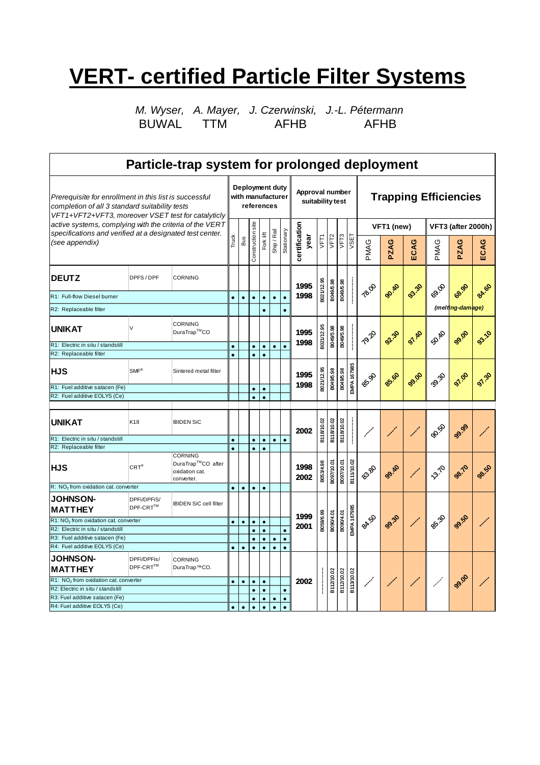# VERT- certified Particle Filter Systems

*M. Wyser, A. Mayer, J. Czerwinski, J.-L. Pétermann*
BUWAL TTM AFHB AFHB

## Particle-trap system for prolonged deployment

*Prerequisite for enrollment in this list is successful completion of all 3 standard suitability tests VFT1+VFT2+VFT3, moreover VSET test for catalyticly active systems, complying with the criteria of the VERT specifications and verified at a designated test center. (see appendix)*

| Manufacturer | Type | Filter | Deployment duty with manufacturer references | | | | | | Approval number suitability test | | | | | Trapping Efficiencies | | | | | |
|---|---|---|---|---|---|---|---|---|---|---|---|---|---|---|---|---|---|---|---|
| | | | | | | | | | | | | | | VFT1 (new) | | | VFT3 (after 2000h) | | |
| | | | Truck | Bus | Construction site | Fork lift | Ship / Rail | Stationary | certification year | VFT1 | VFT2 | VFT3 | VSET | PMAG | PZAG | ECAG | PMAG | PZAG | ECAG |
| **DEUTZ** | DPFS / DPF | CORNING | | | | | | | 1995 1998 | B021/12.95 | B049/5.98 | B049/5.98 | ------- | 78.00 | 90.40 | 93.30 | 69.00 | 68.90 (melting-damage) | 84.60 |
| R1: Full-flow Diesel burner | | | • | • | • | • | • | • | | | | | | | | | | | |
| R2: Replaceable filter | | | | | | • | | • | | | | | | | | | | | |
| **UNIKAT** | V | CORNING DuraTrap™CO | | | | | | | 1995 1998 | B021/12.95 | B049/5.98 | B049/5.98 | ------- | 79.20 | 92.30 | 97.40 | 50.40 | 99.00 | 93.10 |
| R1: Electric in situ / standstill | | | • | | • | • | • | • | | | | | | | | | | | |
| R2: Replaceable filter | | | • | | • | • | | | | | | | | | | | | | |
| **HJS** | SMF® | Sintered metal filter | | | | | | | 1995 1998 | B021/12.95 | B049/5.98 | B049/5.98 | EMPA 167985 | 85.90 | 85.60 | 99.00 | 39.30 | 97.00 | 97.30 |
| R1: Fuel additive satacen (Fe) | | | | | • | • | | | | | | | | | | | | | |
| R2: Fuel additive EOLYS (Ce) | | | | | • | • | | | | | | | | | | | | | |
| **UNIKAT** | K18 | IBIDEN SiC | | | | | | | 2002 | B118/10.02 | B118/10.02 | B118/10.02 | ------- | ------ | ------ | ------ | 90.50 | 99.99 | ------ |
| R1: Electric in situ / standstill | | | • | | • | • | • | • | | | | | | | | | | | |
| R2: Replaceable filter | | | • | | • | • | | | | | | | | | | | | | |
| **HJS** | CRT® | CORNING DuraTrap™CO after oxidation cat. converter. | | | | | | | 1998 2002 | B053/4.98 | B097/10.01 | B097/10.01 | B111/10.02 | 83.80 | 99.40 | ------ | 13.70 | 98.70 | 98.50 |
| R: $NO_2$ from oxidation cat. converter | | | • | • | • | • | | | | | | | | | | | | | |
| **JOHNSON-MATTHEY** | DPFi/DPFiS/ DPF-CRT™ | IBIDEN SiC cell filter | | | | | | | 1999 2001 | B059/6.99 | B090/4.01 | B090/4.01 | EMPA 167985 | 84.50 | 99.30 | ------ | 85.30 | 99.50 | ------ |
| R1: $NO_2$ from oxidation cat. converter | | | • | • | • | • | | | | | | | | | | | | | |
| R2: Electric in situ / standstill | | | | | • | • | | • | | | | | | | | | | | |
| R3: Fuel additive satacen (Fe) | | | | | • | • | • | • | | | | | | | | | | | |
| R4: Fuel additive EOLYS (Ce) | | | • | • | • | • | • | • | | | | | | | | | | | |
| **JOHNSON-MATTHEY** | DPFi/DPFis/ DPF-CRT™ | CORNING DuraTrap™CO. | | | | | | | 2002 | ------- | B112/10.02 | B112/10.02 | B113/10.02 | ------ | ------ | ------ | ------ | 99.00 | ------ |
| R1: $NO_2$ from oxidation cat. converter | | | • | • | • | • | | | | | | | | | | | | | |
| R2: Electric in situ / standstill | | | | | • | • | | • | | | | | | | | | | | |
| R3: Fuel additive satacen (Fe) | | | | | • | • | • | • | | | | | | | | | | | |
| R4: Fuel additive EOLYS (Ce) | | | • | • | • | • | • | • | | | | | | | | | | | |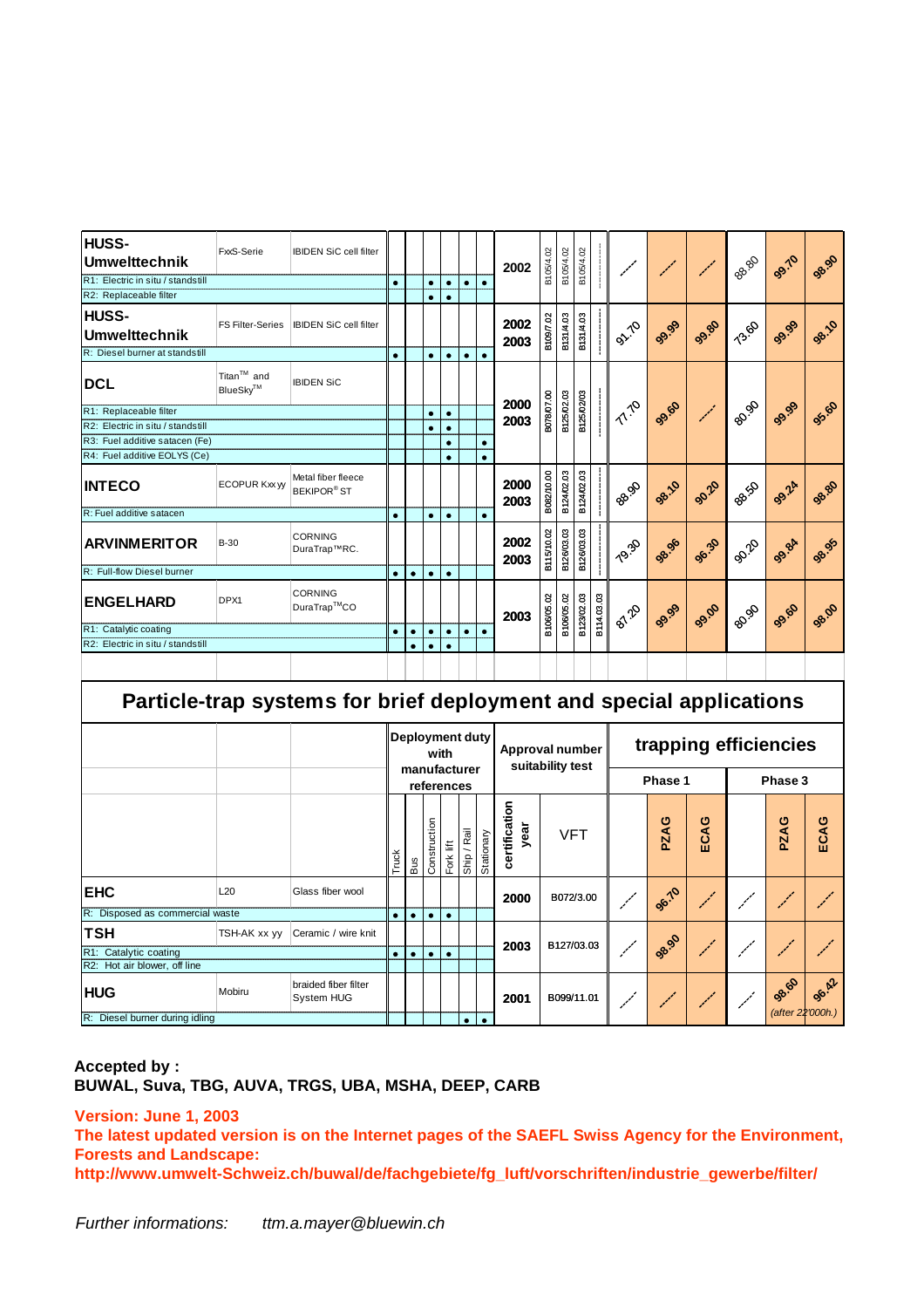| | | | Truck | Bus | Construction | Fork lift | Ship / Rail | Stationary | certification year | VFT | Phase 1 | Phase 1 PZAG | Phase 1 ECAG | Phase 3 | Phase 3 PZAG | Phase 3 ECAG |
|---|---|---|---|---|---|---|---|---|---|---|---|---|---|---|---|---|
| **HUSS-Umwelttechnik** | FxxS-Serie | IBIDEN SiC cell filter | | | | | | | 2002 | B105/4.02, B105/4.02, B105/4.02 | ---- | ---- | ---- | 88.80 | 99.70 | 98.90 |
| R1: Electric in situ / standstill | | | • | | • | • | • | • | | | | | | | | |
| R2: Replaceable filter | | | | | • | • | | | | | | | | | | |
| **HUSS-Umwelttechnik** | FS Filter-Series | IBIDEN SiC cell filter | | | | | | | 2002 2003 | B109/7.02, B131/4.03, B131/4.03 | 91.70 | 99.99 | 99.80 | 73.60 | 99.99 | 98.10 |
| R: Diesel burner at standstill | | | • | | • | • | • | • | | | | | | | | |
| **DCL** | Titan™ and BlueSky™ | IBIDEN SiC | | | | | | | 2000 2003 | B078/07.00, B125/02.03, B125/02/03 | 77.70 | 99.60 | ---- | 80.90 | 99.99 | 95.60 |
| R1: Replaceable filter | | | | | • | • | | | | | | | | | | |
| R2: Electric in situ / standstill | | | | | • | • | | | | | | | | | | |
| R3: Fuel additive satacen (Fe) | | | | | | • | | • | | | | | | | | |
| R4: Fuel additive EOLYS (Ce) | | | | | | • | | • | | | | | | | | |
| **INTECO** | ECOPUR Kxx yy | Metal fiber fleece BEKIPOR® ST | | | | | | | 2000 2003 | B082/10.00, B124/02.03, B124/02.03 | 88.90 | 98.10 | 90.20 | 88.50 | 99.24 | 98.80 |
| R: Fuel additive satacen | | | • | | • | • | | • | | | | | | | | |
| **ARVINMERITOR** | B-30 | CORNING DuraTrap™RC. | | | | | | | 2002 2003 | B115/10.02, B126/03.03, B126/03.03 | 79.30 | 98.96 | 96.30 | 90.20 | 99.84 | 98.95 |
| R: Full-flow Diesel burner | | | • | • | • | • | | | | | | | | | | |
| **ENGELHARD** | DPX1 | CORNING DuraTrap™CO | | | | | | | 2003 | B106/05.02, B106/05.02, B123/02.03, B114.03.03 | 87.20 | 99.99 | 99.00 | 80.90 | 99.60 | 98.00 |
| R1: Catalytic coating | | | • | • | • | • | • | • | | | | | | | | |
| R2: Electric in situ / standstill | | | | • | • | • | | | | | | | | | | |

## Particle-trap systems for brief deployment and special applications

| | | | Deployment duty with manufacturer references | | | | | | Approval number suitability test | | trapping efficiencies | | | | | |
|---|---|---|---|---|---|---|---|---|---|---|---|---|---|---|---|---|
| | | | | | | | | | | | Phase 1 | | | Phase 3 | | |
| | | | Truck | Bus | Construction | Fork lift | Ship / Rail | Stationary | certification year | VFT | | PZAG | ECAG | | PZAG | ECAG |
| **EHC** | L20 | Glass fiber wool | | | | | | | 2000 | B072/3.00 | ---- | 96.70 | ---- | ---- | ---- | ---- |
| R: Disposed as commercial waste | | | • | • | • | • | | | | | | | | | | |
| **TSH** | TSH-AK xx yy | Ceramic / wire knit | | | | | | | 2003 | B127/03.03 | ---- | 98.90 | ---- | ---- | ---- | ---- |
| R1: Catalytic coating | | | • | • | • | • | | | | | | | | | | |
| R2: Hot air blower, off line | | | | | | | | | | | | | | | | |
| **HUG** | Mobiru | braided fiber filter System HUG | | | | | | | 2001 | B099/11.01 | ---- | ---- | ---- | ---- | 98.60 | 96.42 (after 22'000h.) |
| R: Diesel burner during idling | | | | | | | • | • | | | | | | | | |

**Accepted by :**
**BUWAL, Suva, TBG, AUVA, TRGS, UBA, MSHA, DEEP, CARB**

**Version: June 1, 2003**
**The latest updated version is on the Internet pages of the SAEFL Swiss Agency for the Environment, Forests and Landscape:**
**http://www.umwelt-Schweiz.ch/buwal/de/fachgebiete/fg_luft/vorschriften/industrie_gewerbe/filter/**

*Further informations:* *ttm.a.mayer@bluewin.ch*